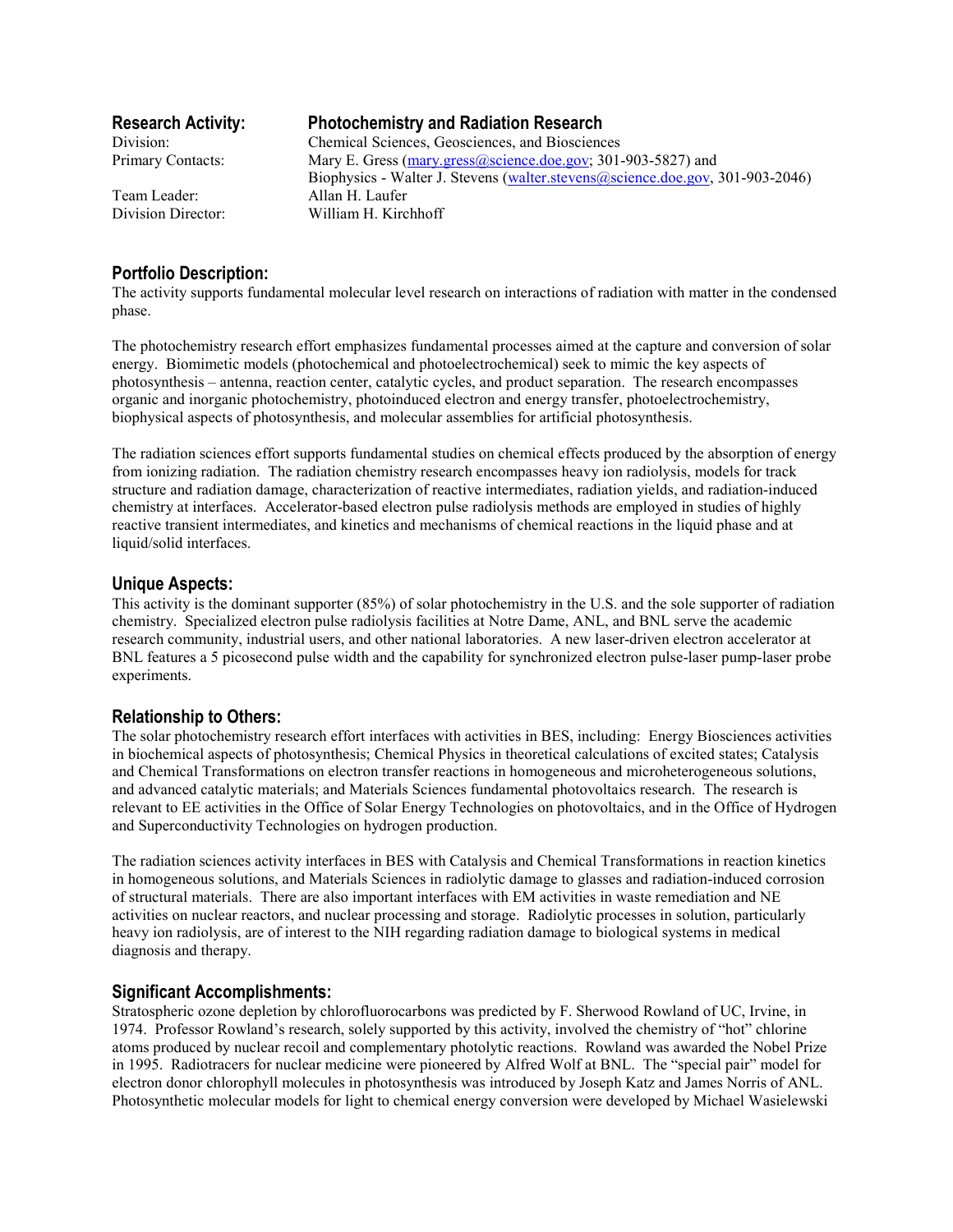**Research Activity:** **Photochemistry and Radiation Research**

Division: Chemical Sciences, Geosciences, and Biosciences

Primary Contacts: Mary E. Gress (mary.gress@science.doe.gov; 301-903-5827) and Biophysics - Walter J. Stevens (walter.stevens@science.doe.gov, 301-903-2046)

Team Leader: Allan H. Laufer

Division Director: William H. Kirchhoff

## Portfolio Description:

The activity supports fundamental molecular level research on interactions of radiation with matter in the condensed phase.

The photochemistry research effort emphasizes fundamental processes aimed at the capture and conversion of solar energy. Biomimetic models (photochemical and photoelectrochemical) seek to mimic the key aspects of photosynthesis – antenna, reaction center, catalytic cycles, and product separation. The research encompasses organic and inorganic photochemistry, photoinduced electron and energy transfer, photoelectrochemistry, biophysical aspects of photosynthesis, and molecular assemblies for artificial photosynthesis.

The radiation sciences effort supports fundamental studies on chemical effects produced by the absorption of energy from ionizing radiation. The radiation chemistry research encompasses heavy ion radiolysis, models for track structure and radiation damage, characterization of reactive intermediates, radiation yields, and radiation-induced chemistry at interfaces. Accelerator-based electron pulse radiolysis methods are employed in studies of highly reactive transient intermediates, and kinetics and mechanisms of chemical reactions in the liquid phase and at liquid/solid interfaces.

## Unique Aspects:

This activity is the dominant supporter (85%) of solar photochemistry in the U.S. and the sole supporter of radiation chemistry. Specialized electron pulse radiolysis facilities at Notre Dame, ANL, and BNL serve the academic research community, industrial users, and other national laboratories. A new laser-driven electron accelerator at BNL features a 5 picosecond pulse width and the capability for synchronized electron pulse-laser pump-laser probe experiments.

## Relationship to Others:

The solar photochemistry research effort interfaces with activities in BES, including: Energy Biosciences activities in biochemical aspects of photosynthesis; Chemical Physics in theoretical calculations of excited states; Catalysis and Chemical Transformations on electron transfer reactions in homogeneous and microheterogeneous solutions, and advanced catalytic materials; and Materials Sciences fundamental photovoltaics research. The research is relevant to EE activities in the Office of Solar Energy Technologies on photovoltaics, and in the Office of Hydrogen and Superconductivity Technologies on hydrogen production.

The radiation sciences activity interfaces in BES with Catalysis and Chemical Transformations in reaction kinetics in homogeneous solutions, and Materials Sciences in radiolytic damage to glasses and radiation-induced corrosion of structural materials. There are also important interfaces with EM activities in waste remediation and NE activities on nuclear reactors, and nuclear processing and storage. Radiolytic processes in solution, particularly heavy ion radiolysis, are of interest to the NIH regarding radiation damage to biological systems in medical diagnosis and therapy.

## Significant Accomplishments:

Stratospheric ozone depletion by chlorofluorocarbons was predicted by F. Sherwood Rowland of UC, Irvine, in 1974. Professor Rowland's research, solely supported by this activity, involved the chemistry of "hot" chlorine atoms produced by nuclear recoil and complementary photolytic reactions. Rowland was awarded the Nobel Prize in 1995. Radiotracers for nuclear medicine were pioneered by Alfred Wolf at BNL. The "special pair" model for electron donor chlorophyll molecules in photosynthesis was introduced by Joseph Katz and James Norris of ANL. Photosynthetic molecular models for light to chemical energy conversion were developed by Michael Wasielewski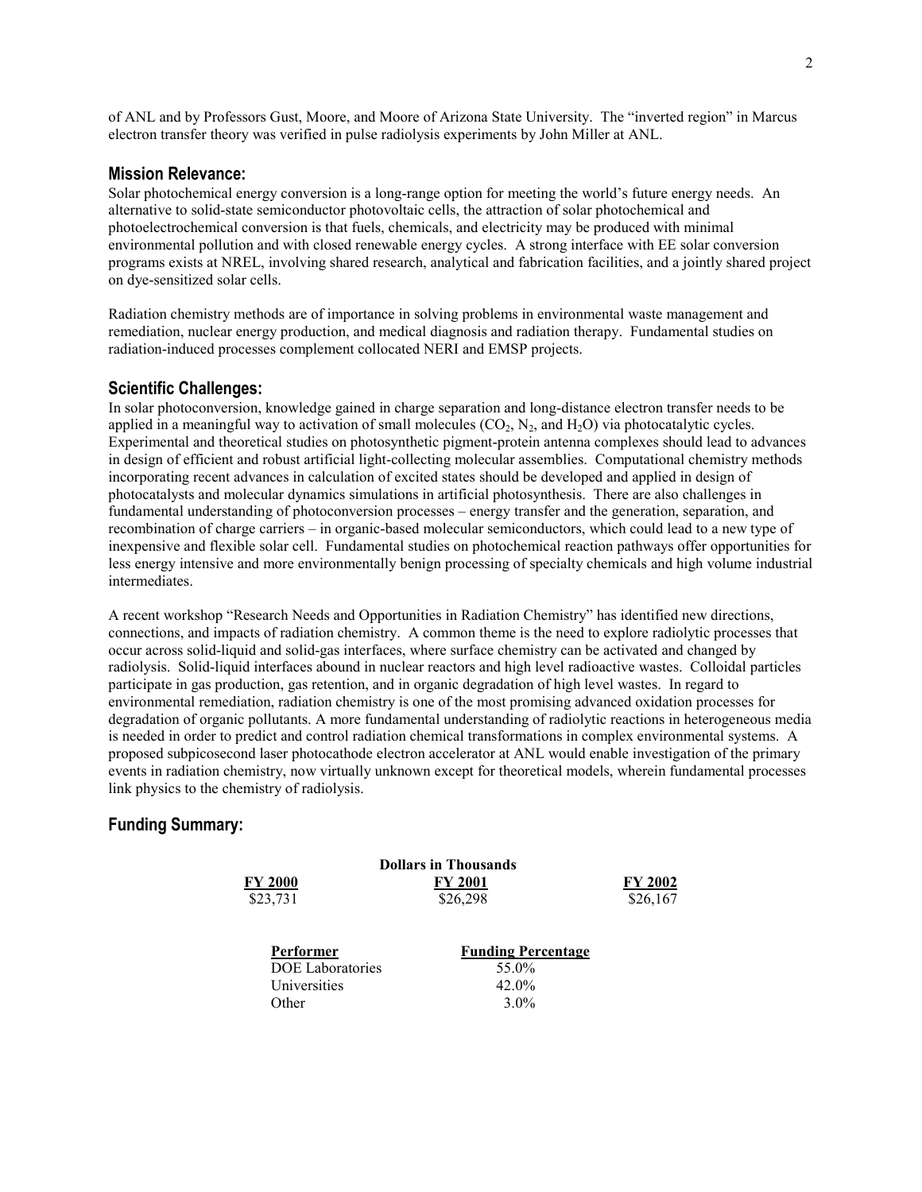of ANL and by Professors Gust, Moore, and Moore of Arizona State University. The "inverted region" in Marcus electron transfer theory was verified in pulse radiolysis experiments by John Miller at ANL.

## Mission Relevance:

Solar photochemical energy conversion is a long-range option for meeting the world's future energy needs. An alternative to solid-state semiconductor photovoltaic cells, the attraction of solar photochemical and photoelectrochemical conversion is that fuels, chemicals, and electricity may be produced with minimal environmental pollution and with closed renewable energy cycles. A strong interface with EE solar conversion programs exists at NREL, involving shared research, analytical and fabrication facilities, and a jointly shared project on dye-sensitized solar cells.

Radiation chemistry methods are of importance in solving problems in environmental waste management and remediation, nuclear energy production, and medical diagnosis and radiation therapy. Fundamental studies on radiation-induced processes complement collocated NERI and EMSP projects.

## Scientific Challenges:

In solar photoconversion, knowledge gained in charge separation and long-distance electron transfer needs to be applied in a meaningful way to activation of small molecules ($CO_2$, $N_2$, and $H_2O$) via photocatalytic cycles. Experimental and theoretical studies on photosynthetic pigment-protein antenna complexes should lead to advances in design of efficient and robust artificial light-collecting molecular assemblies. Computational chemistry methods incorporating recent advances in calculation of excited states should be developed and applied in design of photocatalysts and molecular dynamics simulations in artificial photosynthesis. There are also challenges in fundamental understanding of photoconversion processes – energy transfer and the generation, separation, and recombination of charge carriers – in organic-based molecular semiconductors, which could lead to a new type of inexpensive and flexible solar cell. Fundamental studies on photochemical reaction pathways offer opportunities for less energy intensive and more environmentally benign processing of specialty chemicals and high volume industrial intermediates.

A recent workshop "Research Needs and Opportunities in Radiation Chemistry" has identified new directions, connections, and impacts of radiation chemistry. A common theme is the need to explore radiolytic processes that occur across solid-liquid and solid-gas interfaces, where surface chemistry can be activated and changed by radiolysis. Solid-liquid interfaces abound in nuclear reactors and high level radioactive wastes. Colloidal particles participate in gas production, gas retention, and in organic degradation of high level wastes. In regard to environmental remediation, radiation chemistry is one of the most promising advanced oxidation processes for degradation of organic pollutants. A more fundamental understanding of radiolytic reactions in heterogeneous media is needed in order to predict and control radiation chemical transformations in complex environmental systems. A proposed subpicosecond laser photocathode electron accelerator at ANL would enable investigation of the primary events in radiation chemistry, now virtually unknown except for theoretical models, wherein fundamental processes link physics to the chemistry of radiolysis.

## Funding Summary:

**Dollars in Thousands**

| FY 2000 | FY 2001 | FY 2002 |
|---|---|---|
| \$23,731 | \$26,298 | \$26,167 |

| Performer | Funding Percentage |
|---|---|
| DOE Laboratories | 55.0% |
| Universities | 42.0% |
| Other | 3.0% |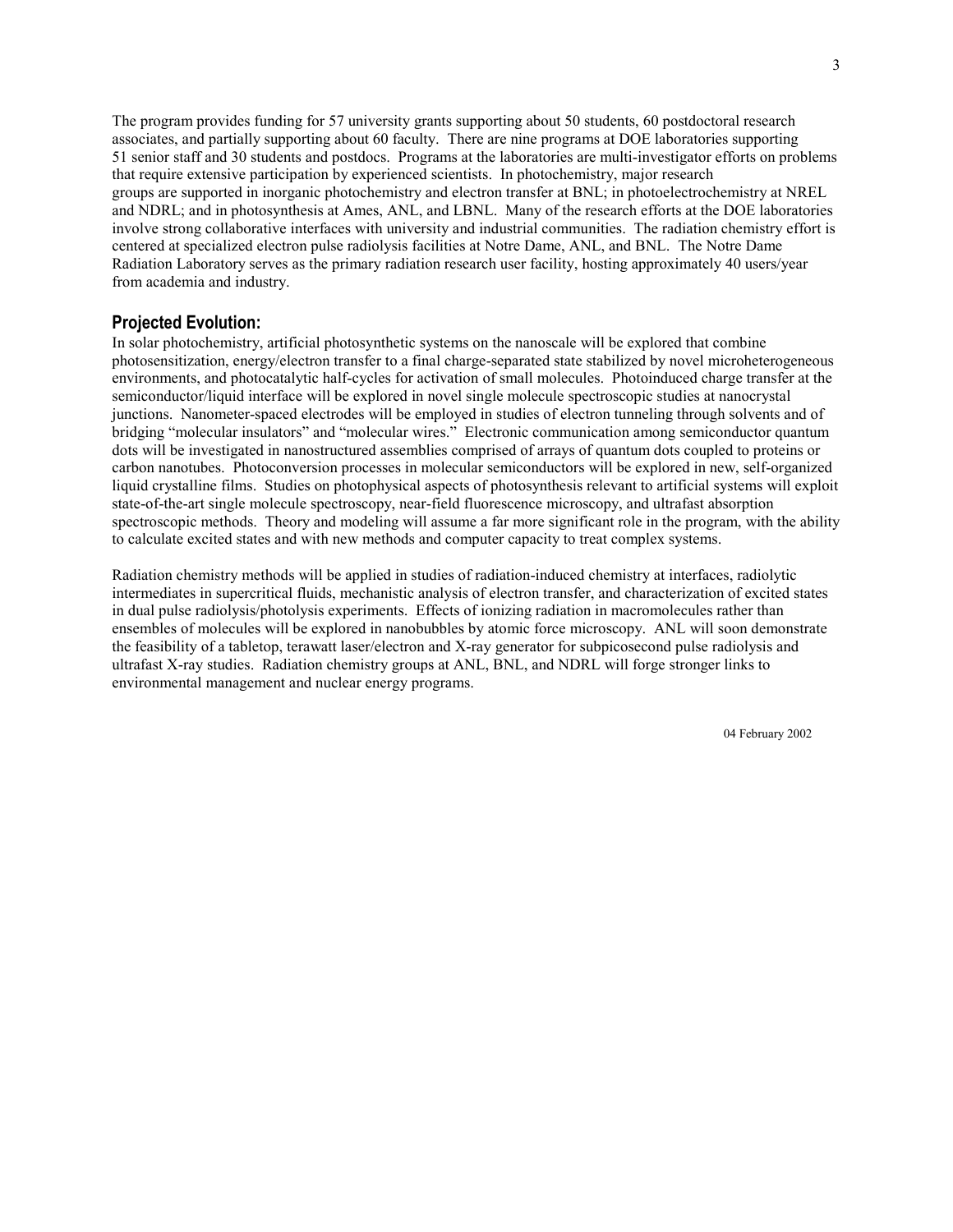The program provides funding for 57 university grants supporting about 50 students, 60 postdoctoral research associates, and partially supporting about 60 faculty. There are nine programs at DOE laboratories supporting 51 senior staff and 30 students and postdocs. Programs at the laboratories are multi-investigator efforts on problems that require extensive participation by experienced scientists. In photochemistry, major research groups are supported in inorganic photochemistry and electron transfer at BNL; in photoelectrochemistry at NREL and NDRL; and in photosynthesis at Ames, ANL, and LBNL. Many of the research efforts at the DOE laboratories involve strong collaborative interfaces with university and industrial communities. The radiation chemistry effort is centered at specialized electron pulse radiolysis facilities at Notre Dame, ANL, and BNL. The Notre Dame Radiation Laboratory serves as the primary radiation research user facility, hosting approximately 40 users/year from academia and industry.

## Projected Evolution:

In solar photochemistry, artificial photosynthetic systems on the nanoscale will be explored that combine photosensitization, energy/electron transfer to a final charge-separated state stabilized by novel microheterogeneous environments, and photocatalytic half-cycles for activation of small molecules. Photoinduced charge transfer at the semiconductor/liquid interface will be explored in novel single molecule spectroscopic studies at nanocrystal junctions. Nanometer-spaced electrodes will be employed in studies of electron tunneling through solvents and of bridging "molecular insulators" and "molecular wires." Electronic communication among semiconductor quantum dots will be investigated in nanostructured assemblies comprised of arrays of quantum dots coupled to proteins or carbon nanotubes. Photoconversion processes in molecular semiconductors will be explored in new, self-organized liquid crystalline films. Studies on photophysical aspects of photosynthesis relevant to artificial systems will exploit state-of-the-art single molecule spectroscopy, near-field fluorescence microscopy, and ultrafast absorption spectroscopic methods. Theory and modeling will assume a far more significant role in the program, with the ability to calculate excited states and with new methods and computer capacity to treat complex systems.

Radiation chemistry methods will be applied in studies of radiation-induced chemistry at interfaces, radiolytic intermediates in supercritical fluids, mechanistic analysis of electron transfer, and characterization of excited states in dual pulse radiolysis/photolysis experiments. Effects of ionizing radiation in macromolecules rather than ensembles of molecules will be explored in nanobubbles by atomic force microscopy. ANL will soon demonstrate the feasibility of a tabletop, terawatt laser/electron and X-ray generator for subpicosecond pulse radiolysis and ultrafast X-ray studies. Radiation chemistry groups at ANL, BNL, and NDRL will forge stronger links to environmental management and nuclear energy programs.

04 February 2002